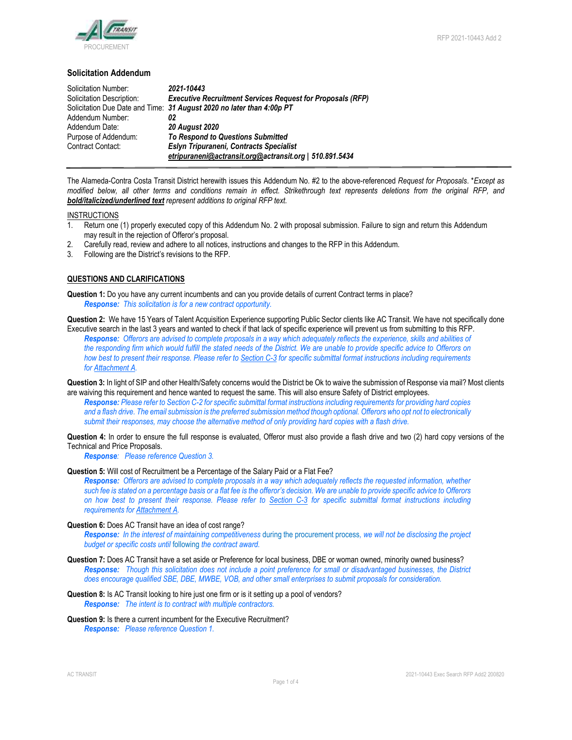## Solicitation Addendum

| | |
|---|---|
| Solicitation Number: | ***2021-10443*** |
| Solicitation Description: | ***Executive Recruitment Services Request for Proposals (RFP)*** |
| Solicitation Due Date and Time: | ***31 August 2020 no later than 4:00p PT*** |
| Addendum Number: | ***02*** |
| Addendum Date: | ***20 August 2020*** |
| Purpose of Addendum: | ***To Respond to Questions Submitted*** |
| Contract Contact: | ***Eslyn Tripuraneni, Contracts Specialist*** |
| | ***etripuraneni@actransit.org@actransit.org \| 510.891.5434*** |

The Alameda-Contra Costa Transit District herewith issues this Addendum No. #2 to the above-referenced *Request for Proposals*. \**Except as modified below, all other terms and conditions remain in effect. Strikethrough text represents deletions from the original RFP, and* ***bold/italicized/underlined text*** *represent additions to original RFP text.*

INSTRUCTIONS

1. Return one (1) properly executed copy of this Addendum No. 2 with proposal submission. Failure to sign and return this Addendum may result in the rejection of Offeror's proposal.
2. Carefully read, review and adhere to all notices, instructions and changes to the RFP in this Addendum.
3. Following are the District's revisions to the RFP.

**QUESTIONS AND CLARIFICATIONS**

**Question 1:** Do you have any current incumbents and can you provide details of current Contract terms in place?

***Response:*** *This solicitation is for a new contract opportunity.*

**Question 2:** We have 15 Years of Talent Acquisition Experience supporting Public Sector clients like AC Transit. We have not specifically done Executive search in the last 3 years and wanted to check if that lack of specific experience will prevent us from submitting to this RFP.

***Response:*** *Offerors are advised to complete proposals in a way which adequately reflects the experience, skills and abilities of the responding firm which would fulfill the stated needs of the District. We are unable to provide specific advice to Offerors on how best to present their response. Please refer to Section C-3 for specific submittal format instructions including requirements for Attachment A.*

**Question 3:** In light of SIP and other Health/Safety concerns would the District be Ok to waive the submission of Response via mail? Most clients are waiving this requirement and hence wanted to request the same. This will also ensure Safety of District employees.

***Response:*** *Please refer to Section C-2 for specific submittal format instructions including requirements for providing hard copies and a flash drive. The email submission is the preferred submission method though optional. Offerors who opt not to electronically submit their responses, may choose the alternative method of only providing hard copies with a flash drive.*

**Question 4:** In order to ensure the full response is evaluated, Offeror must also provide a flash drive and two (2) hard copy versions of the Technical and Price Proposals.

***Response****:* *Please reference Question 3.*

**Question 5:** Will cost of Recruitment be a Percentage of the Salary Paid or a Flat Fee?

***Response:*** *Offerors are advised to complete proposals in a way which adequately reflects the requested information, whether such fee is stated on a percentage basis or a flat fee is the offeror's decision. We are unable to provide specific advice to Offerors on how best to present their response. Please refer to Section C-3 for specific submittal format instructions including requirements for Attachment A.*

**Question 6:** Does AC Transit have an idea of cost range?

***Response:*** *In the interest of maintaining competitiveness* during the procurement process, *we will not be disclosing the project budget or specific costs until* following *the contract award.*

**Question 7:** Does AC Transit have a set aside or Preference for local business, DBE or woman owned, minority owned business?

***Response:*** *Though this solicitation does not include a point preference for small or disadvantaged businesses, the District does encourage qualified SBE, DBE, MWBE, VOB, and other small enterprises to submit proposals for consideration.*

**Question 8:** Is AC Transit looking to hire just one firm or is it setting up a pool of vendors?

***Response:*** *The intent is to contract with multiple contractors.*

**Question 9:** Is there a current incumbent for the Executive Recruitment?

***Response:*** *Please reference Question 1.*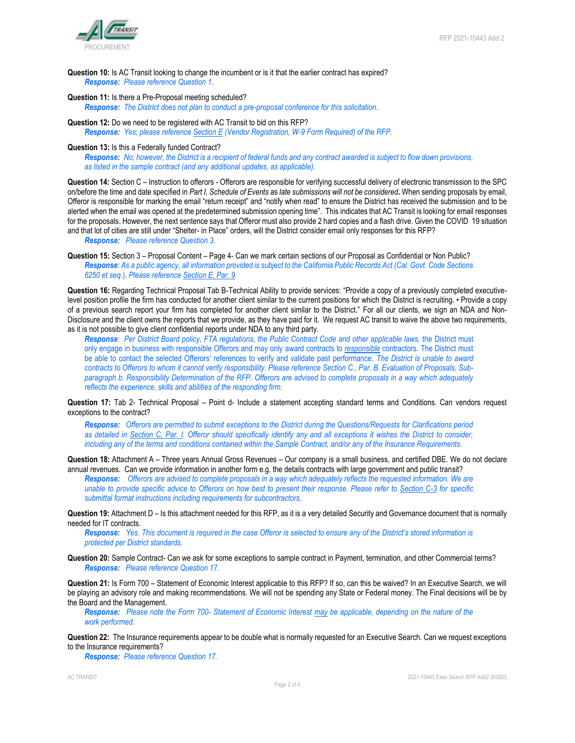**Question 10:** Is AC Transit looking to change the incumbent or is it that the earlier contract has expired?

***Response:*** *Please reference Question 1.*

**Question 11:** Is there a Pre-Proposal meeting scheduled?

***Response:*** *The District does not plan to conduct a pre-proposal conference for this solicitation.*

**Question 12:** Do we need to be registered with AC Transit to bid on this RFP?

***Response:*** *Yes; please reference Section E (Vendor Registration, W-9 Form Required) of the RFP.*

**Question 13:** Is this a Federally funded Contract?

***Response:*** *No; however, the District is a recipient of federal funds and any contract awarded is subject to flow down provisions, as listed in the sample contract (and any additional updates, as applicable).*

**Question 14:** Section C – Instruction to offerors - Offerors are responsible for verifying successful delivery of electronic transmission to the SPC on/before the time and date specified in *Part I, Schedule of Events* as *late submissions will not be considered***.** When sending proposals by email, Offeror is responsible for marking the email "return receipt" and "notify when read" to ensure the District has received the submission and to be alerted when the email was opened at the predetermined submission opening time". This indicates that AC Transit is looking for email responses for the proposals. However, the next sentence says that Offeror must also provide 2 hard copies and a flash drive. Given the COVID 19 situation and that lot of cities are still under "Shelter- in Place" orders, will the District consider email only responses for this RFP?

***Response:*** *Please reference Question 3.*

**Question 15:** Section 3 – Proposal Content – Page 4- Can we mark certain sections of our Proposal as Confidential or Non Public?

***Response****: As a public agency, all information provided is subject to the California Public Records Act (Cal. Govt. Code Sections 6250 et seq.). Please reference Section E, Par. 9.*

**Question 16:** Regarding Technical Proposal Tab B-Technical Ability to provide services: "Provide a copy of a previously completed executive-level position profile the firm has conducted for another client similar to the current positions for which the District is recruiting. • Provide a copy of a previous search report your firm has completed for another client similar to the District." For all our clients, we sign an NDA and Non-Disclosure and the client owns the reports that we provide, as they have paid for it. We request AC transit to waive the above two requirements, as it is not possible to give client confidential reports under NDA to any third party.

***Response****: Per District Board policy, FTA regulations, the Public Contract Code and other applicable laws, the* District must only engage in business with responsible Offerors and may only award contracts to *responsible* contractors. The District must be able to contact the selected Offerors' references to verify and validate past performance. *The District is unable to award contracts to Offerors to whom it cannot verify responsibility. Please reference Section C., Par. B. Evaluation of Proposals, Sub-paragraph b. Responsibility Determination of the RFP. Offerors are advised to complete proposals in a way which adequately reflects the experience, skills and abilities of the responding firm.*

**Question 17:** Tab 2- Technical Proposal – Point d- Include a statement accepting standard terms and Conditions. Can vendors request exceptions to the contract?

***Response:*** *Offerors are permitted to submit exceptions to the District during the Questions/Requests for Clarifications period as detailed in Section C, Par. I. Offeror should specifically identify any and all exceptions it wishes the District to consider, including any of the terms and conditions contained within the Sample Contract, and/or any of the Insurance Requirements.*

**Question 18:** Attachment A – Three years Annual Gross Revenues – Our company is a small business, and certified DBE. We do not declare annual revenues. Can we provide information in another form e.g. the details contracts with large government and public transit?

***Response:*** *Offerors are advised to complete proposals in a way which adequately reflects the requested information. We are unable to provide specific advice to Offerors on how best to present their response. Please refer to Section C-3 for specific submittal format instructions including requirements for subcontractors.*

**Question 19:** Attachment D – Is this attachment needed for this RFP, as it is a very detailed Security and Governance document that is normally needed for IT contracts.

***Response:*** *Yes. This document is required in the case Offeror is selected to ensure any of the District's stored information is protected per District standards.*

**Question 20:** Sample Contract- Can we ask for some exceptions to sample contract in Payment, termination, and other Commercial terms?

***Response:*** *Please reference Question 17.*

**Question 21:** Is Form 700 – Statement of Economic Interest applicable to this RFP? If so, can this be waived? In an Executive Search, we will be playing an advisory role and making recommendations. We will not be spending any State or Federal money. The Final decisions will be by the Board and the Management.

***Response:*** *Please note the Form 700- Statement of Economic Interest may be applicable, depending on the nature of the work performed.*

**Question 22:** The Insurance requirements appear to be double what is normally requested for an Executive Search. Can we request exceptions to the Insurance requirements?

***Response:*** *Please reference Question 17.*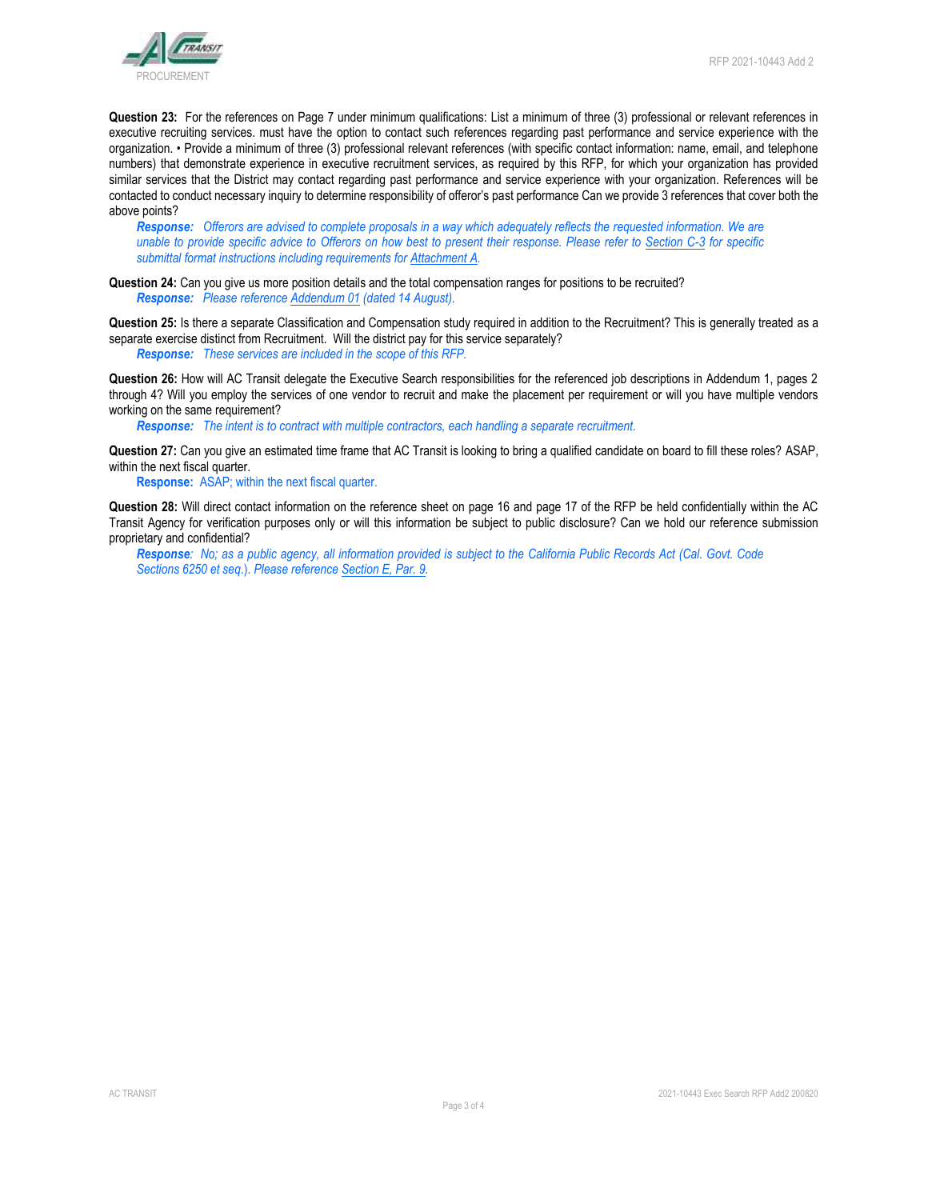**Question 23:** For the references on Page 7 under minimum qualifications: List a minimum of three (3) professional or relevant references in executive recruiting services. must have the option to contact such references regarding past performance and service experience with the organization. • Provide a minimum of three (3) professional relevant references (with specific contact information: name, email, and telephone numbers) that demonstrate experience in executive recruitment services, as required by this RFP, for which your organization has provided similar services that the District may contact regarding past performance and service experience with your organization. References will be contacted to conduct necessary inquiry to determine responsibility of offeror's past performance Can we provide 3 references that cover both the above points?

*__Response:__ Offerors are advised to complete proposals in a way which adequately reflects the requested information. We are unable to provide specific advice to Offerors on how best to present their response. Please refer to Section C-3 for specific submittal format instructions including requirements for Attachment A.*

**Question 24:** Can you give us more position details and the total compensation ranges for positions to be recruited?

*__Response:__ Please reference Addendum 01 (dated 14 August).*

**Question 25:** Is there a separate Classification and Compensation study required in addition to the Recruitment? This is generally treated as a separate exercise distinct from Recruitment. Will the district pay for this service separately?

*__Response:__ These services are included in the scope of this RFP.*

**Question 26:** How will AC Transit delegate the Executive Search responsibilities for the referenced job descriptions in Addendum 1, pages 2 through 4? Will you employ the services of one vendor to recruit and make the placement per requirement or will you have multiple vendors working on the same requirement?

*__Response:__ The intent is to contract with multiple contractors, each handling a separate recruitment.*

**Question 27:** Can you give an estimated time frame that AC Transit is looking to bring a qualified candidate on board to fill these roles? ASAP, within the next fiscal quarter.

**Response:** ASAP; within the next fiscal quarter.

**Question 28:** Will direct contact information on the reference sheet on page 16 and page 17 of the RFP be held confidentially within the AC Transit Agency for verification purposes only or will this information be subject to public disclosure? Can we hold our reference submission proprietary and confidential?

*__Response__: No; as a public agency, all information provided is subject to the California Public Records Act (Cal. Govt. Code Sections 6250 et seq.). Please reference Section E, Par. 9.*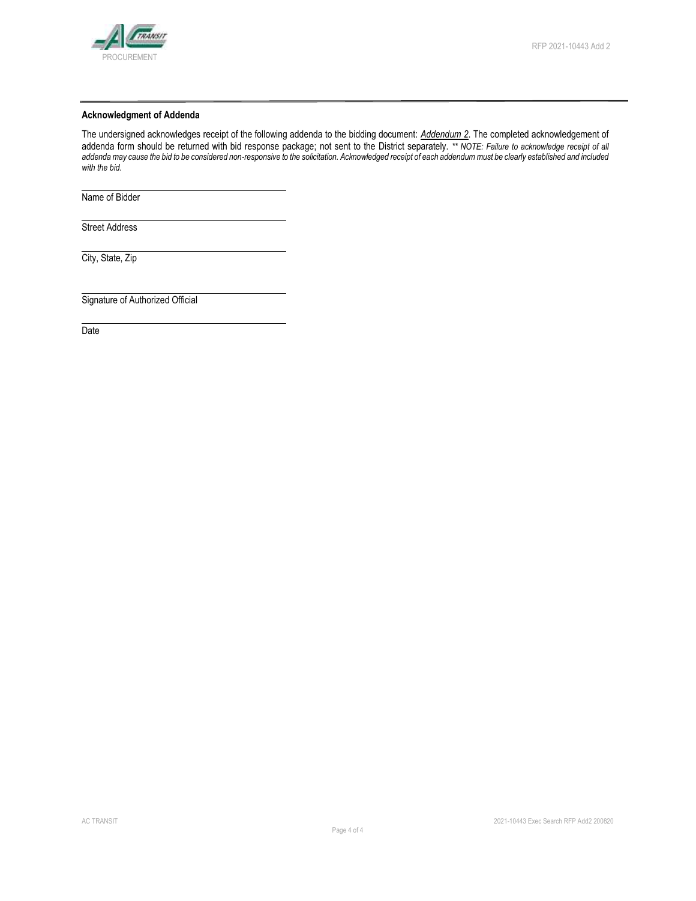**Acknowledgment of Addenda**

The undersigned acknowledges receipt of the following addenda to the bidding document: ***Addendum 2***. The completed acknowledgement of addenda form should be returned with bid response package; not sent to the District separately. *\*\* NOTE: Failure to acknowledge receipt of all addenda may cause the bid to be considered non-responsive to the solicitation. Acknowledged receipt of each addendum must be clearly established and included with the bid.*

\_\_\_\_\_\_\_\_\_\_\_\_\_\_\_\_\_\_\_\_\_\_\_\_\_\_\_\_\_\_\_\_\_\_\_\_
Name of Bidder

\_\_\_\_\_\_\_\_\_\_\_\_\_\_\_\_\_\_\_\_\_\_\_\_\_\_\_\_\_\_\_\_\_\_\_\_
Street Address

\_\_\_\_\_\_\_\_\_\_\_\_\_\_\_\_\_\_\_\_\_\_\_\_\_\_\_\_\_\_\_\_\_\_\_\_
City, State, Zip

\_\_\_\_\_\_\_\_\_\_\_\_\_\_\_\_\_\_\_\_\_\_\_\_\_\_\_\_\_\_\_\_\_\_\_\_
Signature of Authorized Official

\_\_\_\_\_\_\_\_\_\_\_\_\_\_\_\_\_\_\_\_\_\_\_\_\_\_\_\_\_\_\_\_\_\_\_\_
Date